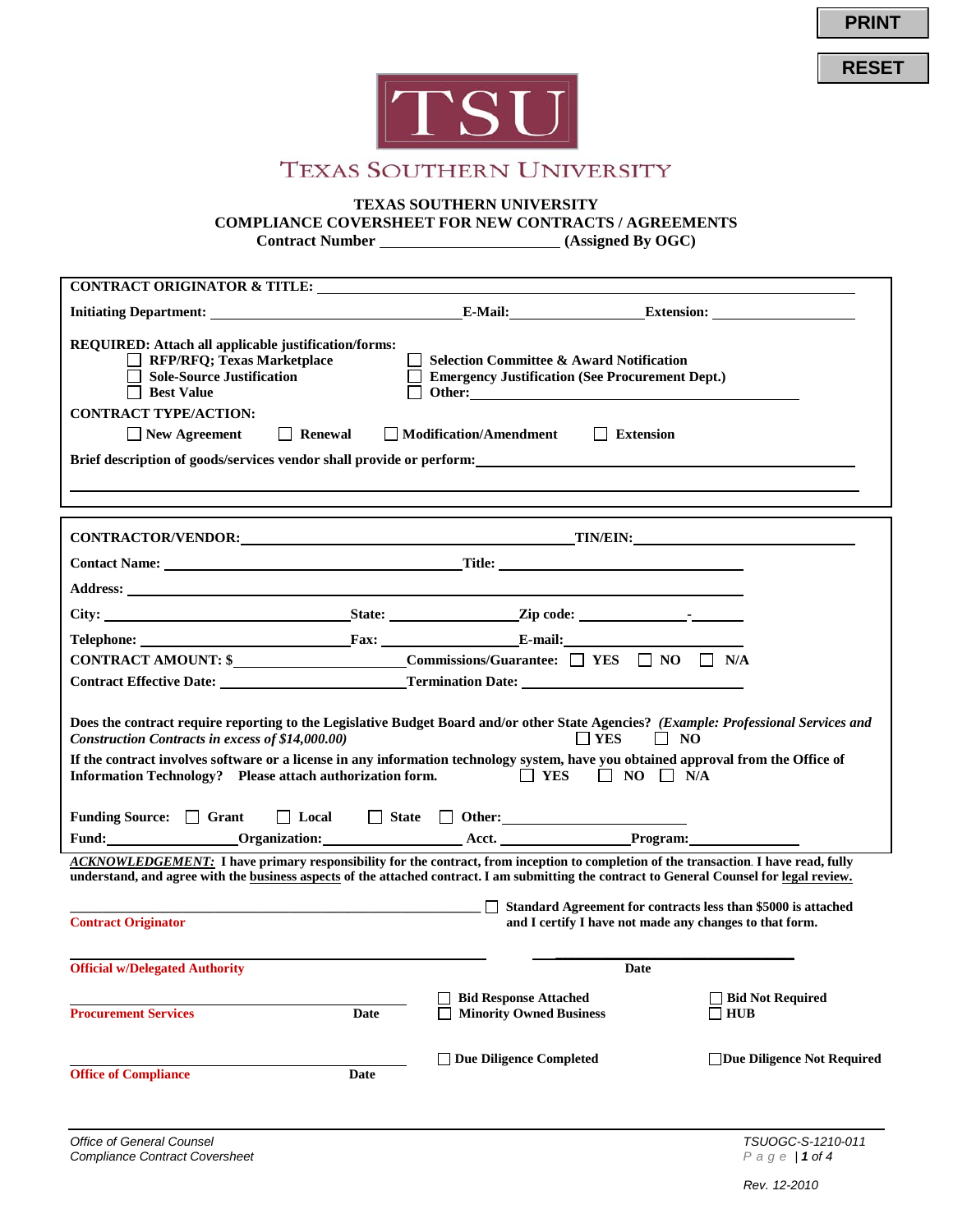PRINT

RESET

TSU

TEXAS SOUTHERN UNIVERSITY

**TEXAS SOUTHERN UNIVERSITY**
**COMPLIANCE COVERSHEET FOR NEW CONTRACTS / AGREEMENTS**
**Contract Number ______________________ (Assigned By OGC)**

**CONTRACT ORIGINATOR & TITLE:** ____________________________________________

**Initiating Department:** ______________________ **E-Mail:** ______________ **Extension:** ______________

**REQUIRED: Attach all applicable justification/forms:**

- ☐ **RFP/RFQ; Texas Marketplace**
- ☐ **Sole-Source Justification**
- ☐ **Best Value**
- ☐ **Selection Committee & Award Notification**
- ☐ **Emergency Justification (See Procurement Dept.)**
- ☐ **Other:** ______________________

**CONTRACT TYPE/ACTION:**

☐ **New Agreement** ☐ **Renewal** ☐ **Modification/Amendment** ☐ **Extension**

**Brief description of goods/services vendor shall provide or perform:** ____________________________________________

____________________________________________

---

**CONTRACTOR/VENDOR:** ______________________ **TIN/EIN:** ______________________

**Contact Name:** ______________________ **Title:** ______________________

**Address:** ____________________________________________

**City:** ______________ **State:** ______________ **Zip code:** __________-______

**Telephone:** ______________ **Fax:** ______________ **E-mail:** ______________

**CONTRACT AMOUNT: $** ______________ **Commissions/Guarantee:** ☐ **YES** ☐ **NO** ☐ **N/A**

**Contract Effective Date:** ______________ **Termination Date:** ______________

**Does the contract require reporting to the Legislative Budget Board and/or other State Agencies?** ***(Example: Professional Services and Construction Contracts in excess of $14,000.00)*** ☐ **YES** ☐ **NO**

**If the contract involves software or a license in any information technology system, have you obtained approval from the Office of Information Technology? Please attach authorization form.** ☐ **YES** ☐ **NO** ☐ **N/A**

**Funding Source:** ☐ **Grant** ☐ **Local** ☐ **State** ☐ **Other:** ______________

**Fund:** ______________ **Organization:** ______________ **Acct.** ______________ **Program:** ______________

***ACKNOWLEDGEMENT:*** **I have primary responsibility for the contract, from inception to completion of the transaction. I have read, fully understand, and agree with the business aspects of the attached contract. I am submitting the contract to General Counsel for legal review.**

______________________________________ ☐ **Standard Agreement for contracts less than $5000 is attached and I certify I have not made any changes to that form.**
**Contract Originator**

______________________________________ ______________________
**Official w/Delegated Authority** **Date**

______________________________________
**Procurement Services** **Date**

☐ **Bid Response Attached** ☐ **Bid Not Required**
☐ **Minority Owned Business** ☐ **HUB**

______________________________________
**Office of Compliance** **Date**

☐ **Due Diligence Completed** ☐ **Due Diligence Not Required**

*Office of General Counsel*
*Compliance Contract Coversheet*

*TSUOGC-S-1210-011*

*Rev. 12-2010*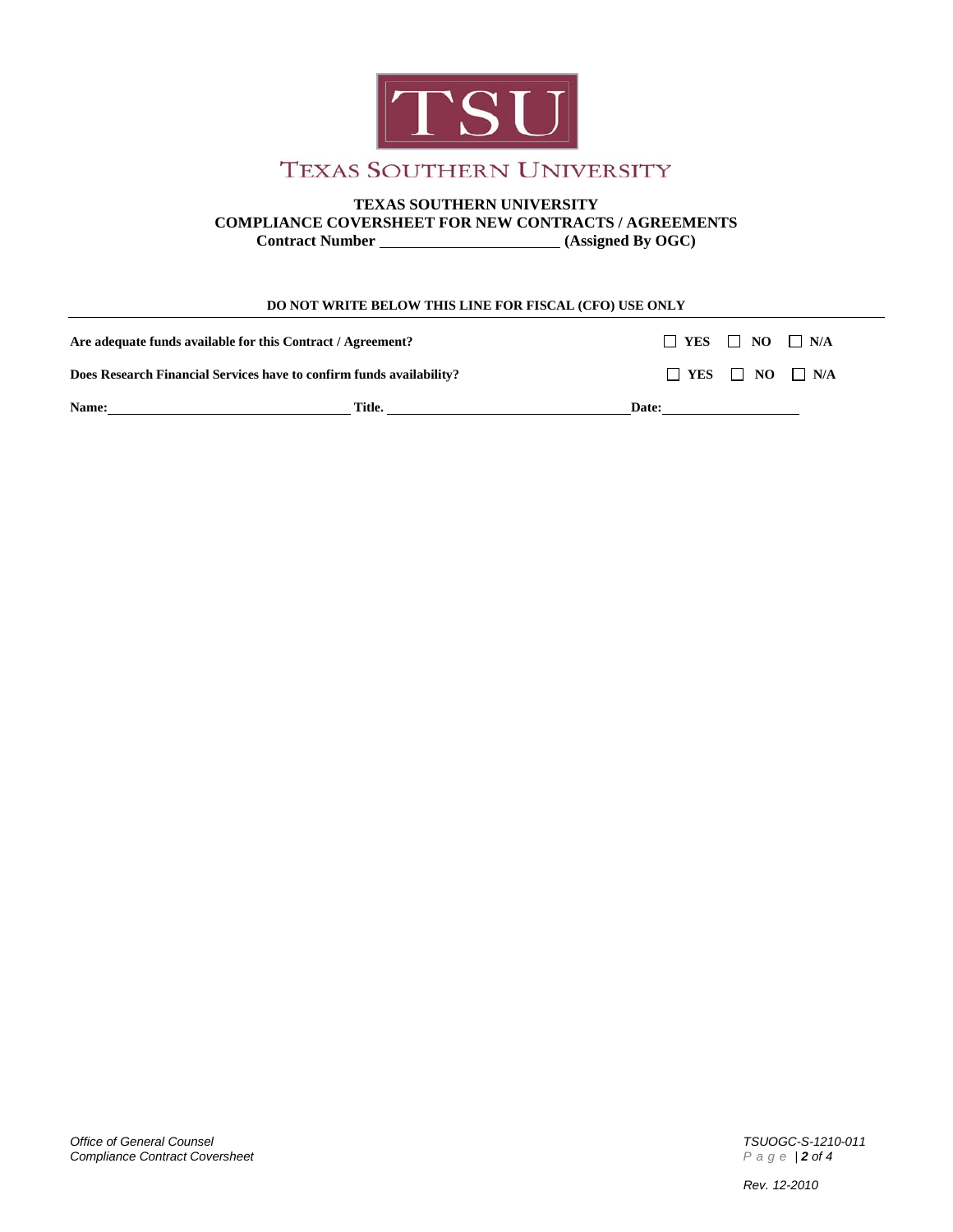TSU

TEXAS SOUTHERN UNIVERSITY

**TEXAS SOUTHERN UNIVERSITY**
**COMPLIANCE COVERSHEET FOR NEW CONTRACTS / AGREEMENTS**
**Contract Number \_\_\_\_\_\_\_\_\_\_\_\_\_\_\_\_\_\_\_\_\_\_\_\_ (Assigned By OGC)**

**DO NOT WRITE BELOW THIS LINE FOR FISCAL (CFO) USE ONLY**

---

**Are adequate funds available for this Contract / Agreement?** ☐ **YES** ☐ **NO** ☐ **N/A**

**Does Research Financial Services have to confirm funds availability?** ☐ **YES** ☐ **NO** ☐ **N/A**

**Name:**\_\_\_\_\_\_\_\_\_\_\_\_\_\_\_\_\_\_\_\_\_\_\_\_\_\_\_\_\_\_\_\_ **Title.** \_\_\_\_\_\_\_\_\_\_\_\_\_\_\_\_\_\_\_\_\_\_\_\_\_\_\_\_\_\_\_\_ **Date:**\_\_\_\_\_\_\_\_\_\_\_\_\_\_\_\_\_\_\_\_

*Office of General Counsel*
*Compliance Contract Coversheet*

*TSUOGC-S-1210-011*

*Rev. 12-2010*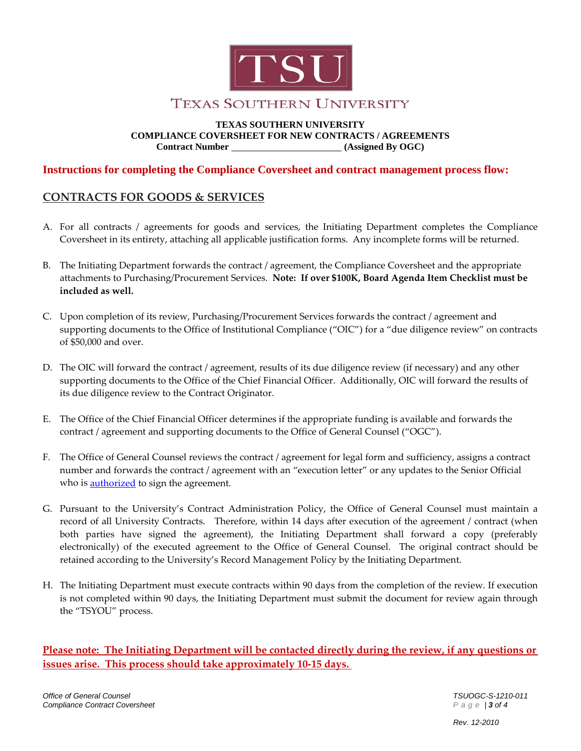TEXAS SOUTHERN UNIVERSITY

**TEXAS SOUTHERN UNIVERSITY**
**COMPLIANCE COVERSHEET FOR NEW CONTRACTS / AGREEMENTS**
**Contract Number ______________________ (Assigned By OGC)**

**Instructions for completing the Compliance Coversheet and contract management process flow:**

## CONTRACTS FOR GOODS & SERVICES

A. For all contracts / agreements for goods and services, the Initiating Department completes the Compliance Coversheet in its entirety, attaching all applicable justification forms. Any incomplete forms will be returned.

B. The Initiating Department forwards the contract / agreement, the Compliance Coversheet and the appropriate attachments to Purchasing/Procurement Services. **Note: If over $100K, Board Agenda Item Checklist must be included as well.**

C. Upon completion of its review, Purchasing/Procurement Services forwards the contract / agreement and supporting documents to the Office of Institutional Compliance ("OIC") for a "due diligence review" on contracts of $50,000 and over.

D. The OIC will forward the contract / agreement, results of its due diligence review (if necessary) and any other supporting documents to the Office of the Chief Financial Officer. Additionally, OIC will forward the results of its due diligence review to the Contract Originator.

E. The Office of the Chief Financial Officer determines if the appropriate funding is available and forwards the contract / agreement and supporting documents to the Office of General Counsel ("OGC").

F. The Office of General Counsel reviews the contract / agreement for legal form and sufficiency, assigns a contract number and forwards the contract / agreement with an "execution letter" or any updates to the Senior Official who is authorized to sign the agreement.

G. Pursuant to the University's Contract Administration Policy, the Office of General Counsel must maintain a record of all University Contracts. Therefore, within 14 days after execution of the agreement / contract (when both parties have signed the agreement), the Initiating Department shall forward a copy (preferably electronically) of the executed agreement to the Office of General Counsel. The original contract should be retained according to the University's Record Management Policy by the Initiating Department.

H. The Initiating Department must execute contracts within 90 days from the completion of the review. If execution is not completed within 90 days, the Initiating Department must submit the document for review again through the "TSYOU" process.

**Please note: The Initiating Department will be contacted directly during the review, if any questions or issues arise. This process should take approximately 10-15 days.**

*Office of General Counsel*
*Compliance Contract Coversheet*

*TSUOGC-S-1210-011*

*Rev. 12-2010*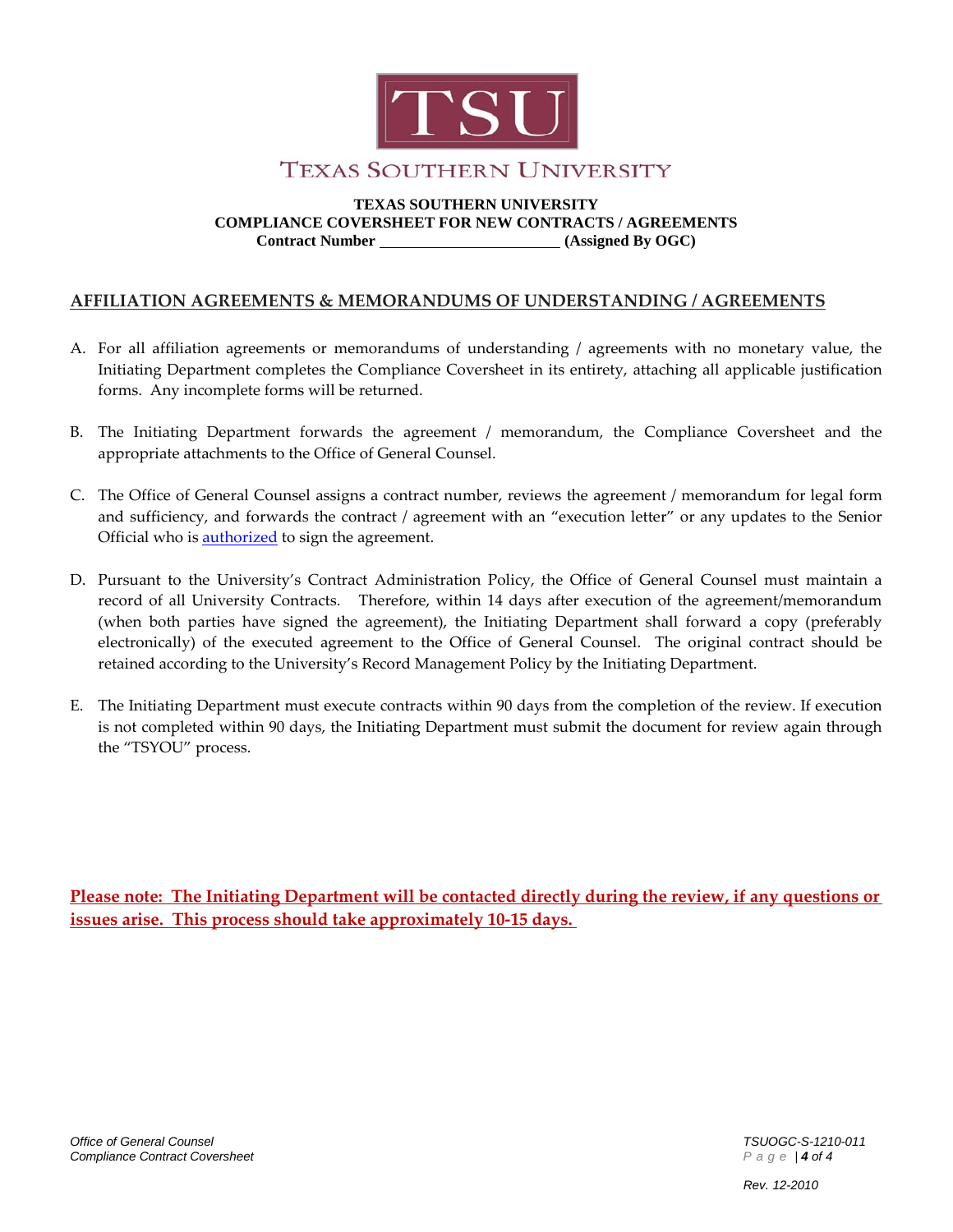TEXAS SOUTHERN UNIVERSITY

**TEXAS SOUTHERN UNIVERSITY**
**COMPLIANCE COVERSHEET FOR NEW CONTRACTS / AGREEMENTS**
**Contract Number ______________________ (Assigned By OGC)**

## AFFILIATION AGREEMENTS & MEMORANDUMS OF UNDERSTANDING / AGREEMENTS

A. For all affiliation agreements or memorandums of understanding / agreements with no monetary value, the Initiating Department completes the Compliance Coversheet in its entirety, attaching all applicable justification forms. Any incomplete forms will be returned.

B. The Initiating Department forwards the agreement / memorandum, the Compliance Coversheet and the appropriate attachments to the Office of General Counsel.

C. The Office of General Counsel assigns a contract number, reviews the agreement / memorandum for legal form and sufficiency, and forwards the contract / agreement with an "execution letter" or any updates to the Senior Official who is authorized to sign the agreement.

D. Pursuant to the University's Contract Administration Policy, the Office of General Counsel must maintain a record of all University Contracts. Therefore, within 14 days after execution of the agreement/memorandum (when both parties have signed the agreement), the Initiating Department shall forward a copy (preferably electronically) of the executed agreement to the Office of General Counsel. The original contract should be retained according to the University's Record Management Policy by the Initiating Department.

E. The Initiating Department must execute contracts within 90 days from the completion of the review. If execution is not completed within 90 days, the Initiating Department must submit the document for review again through the "TSYOU" process.

**Please note: The Initiating Department will be contacted directly during the review, if any questions or issues arise. This process should take approximately 10-15 days.**